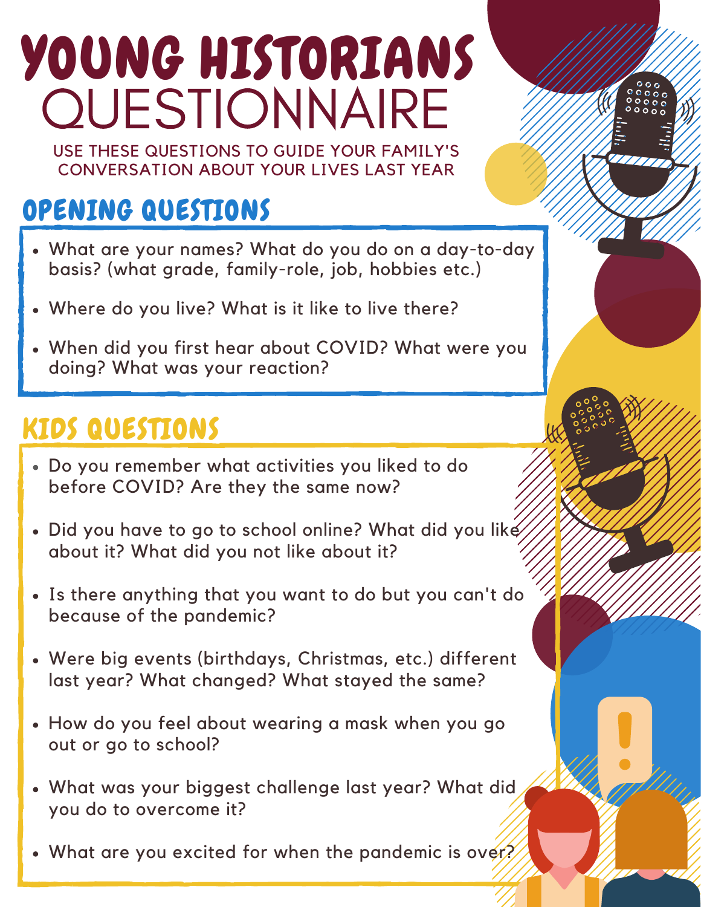# YOUNG HISTORIANS QUESTIONNAIRE

USE THESE QUESTIONS TO GUIDE YOUR FAMILY'S CONVERSATION ABOUT YOUR LIVES LAST YEAR

## OPENING QUESTIONS

- What are your names? What do you do on a day-to-day basis? (what grade, family-role, job, hobbies etc.)
- Where do you live? What is it like to live there?
- When did you first hear about COVID? What were you doing? What was your reaction?

## KIDS QUESTIONS

- Do you remember what activities you liked to do before COVID? Are they the same now?
- Did you have to go to school online? What did you like about it? What did you not like about it?
- Is there anything that you want to do but you can't do because of the pandemic?
- Were big events (birthdays, Christmas, etc.) different last year? What changed? What stayed the same?
- How do you feel about wearing a mask when you go out or go to school?
- What was your biggest challenge last year? What did you do to overcome it?
- What are you excited for when the pandemic is over?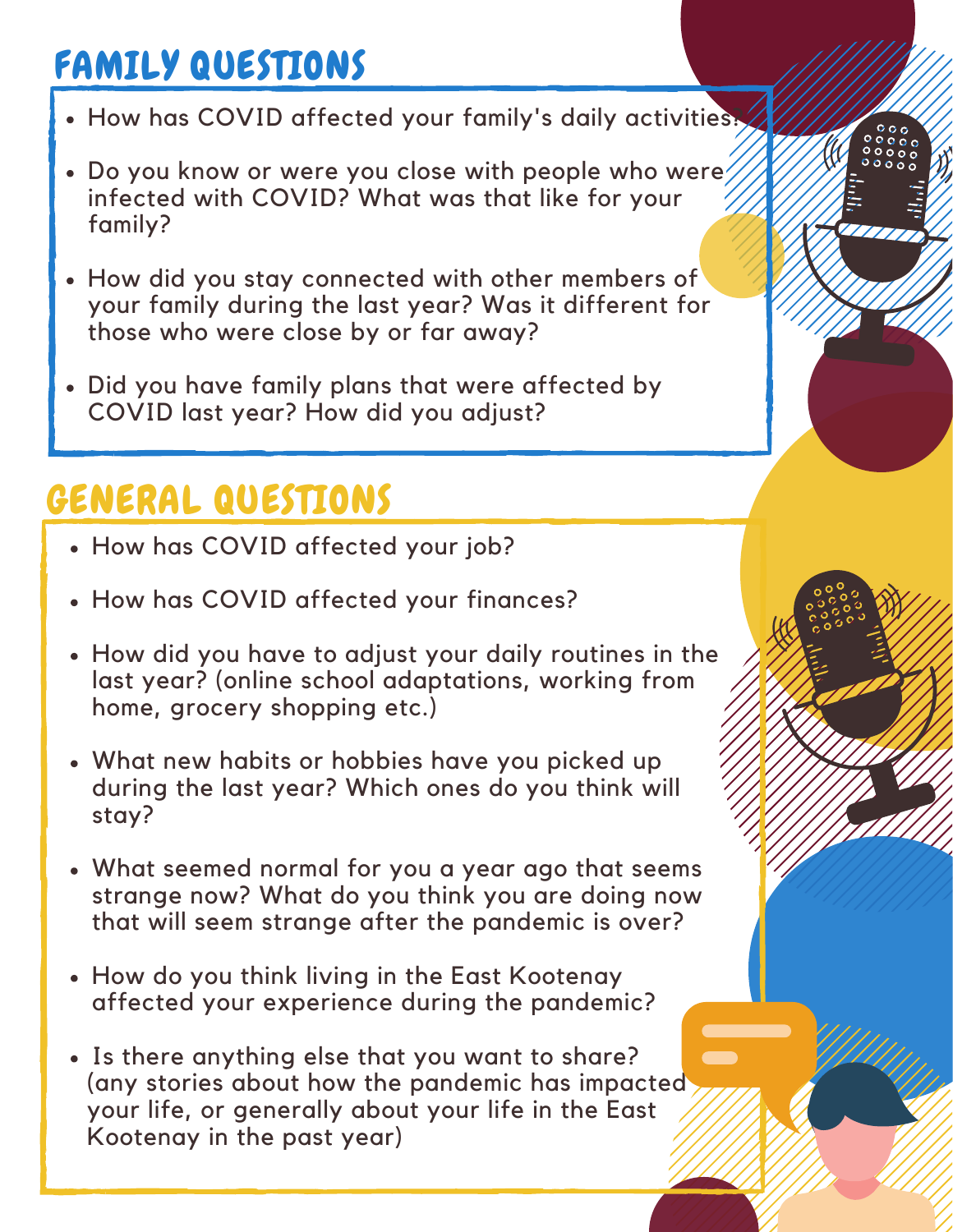## Family Questions

- How has COVID affected your family's daily activities?
- Do you know or were you close with people who were infected with COVID? What was that like for your family?
- How did you stay connected with other members of your family during the last year? Was it different for those who were close by or far away?
- Did you have family plans that were affected by COVID last year? How did you adjust?

## General Questions

- How has COVID affected your job?
- How has COVID affected your finances?
- How did you have to adjust your daily routines in the last year? (online school adaptations, working from home, grocery shopping etc.)
- What new habits or hobbies have you picked up during the last year? Which ones do you think will stay?
- What seemed normal for you a year ago that seems strange now? What do you think you are doing now that will seem strange after the pandemic is over?
- How do you think living in the East Kootenay affected your experience during the pandemic?
- Is there anything else that you want to share? (any stories about how the pandemic has impacted your life, or generally about your life in the East Kootenay in the past year)